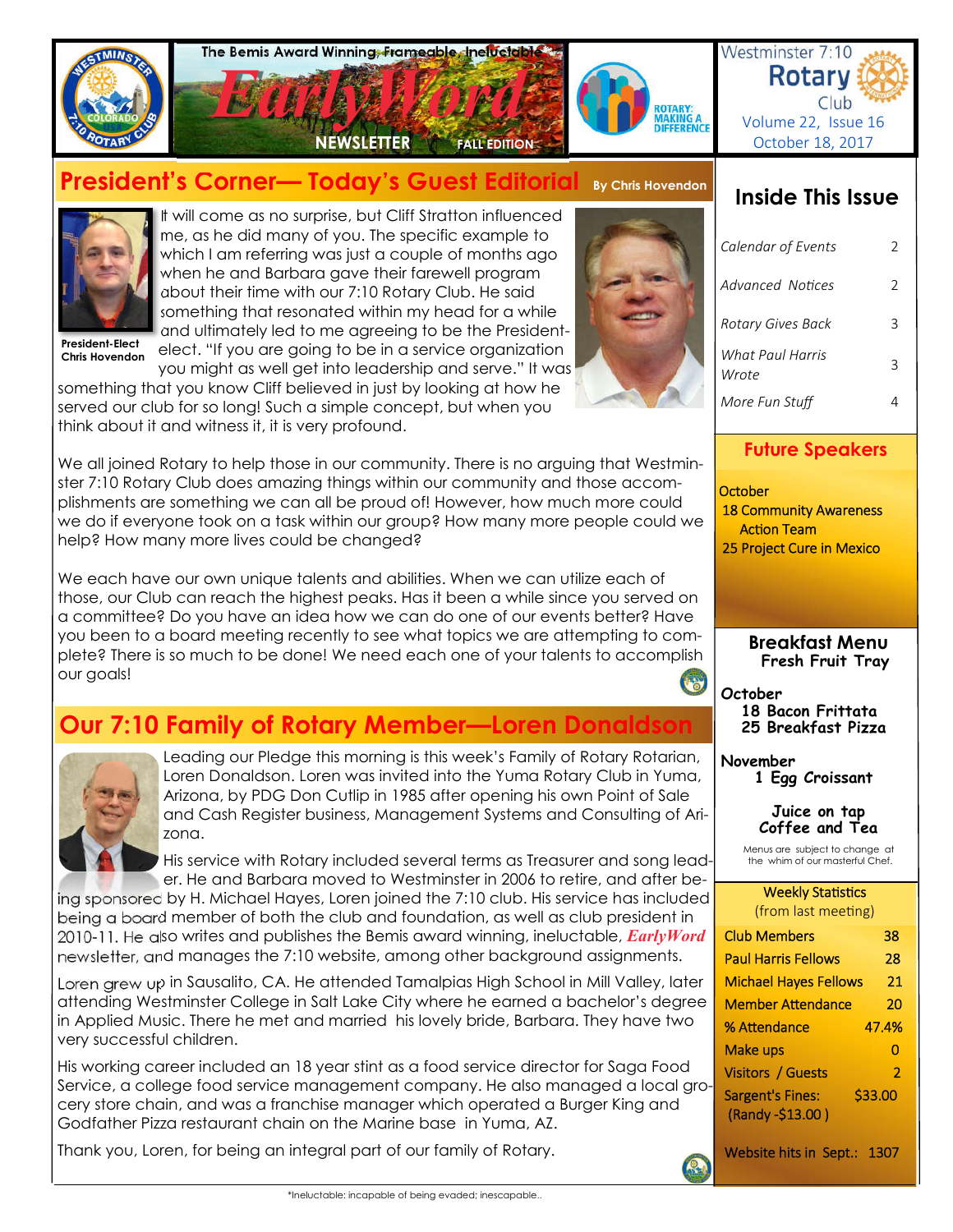The Bemis Award Winning, Frameable, Ineluctable

# EarlyWord

NEWSLETTER FALL EDITION

ROTARY: MAKING A DIFFERENCE

Westminster 7:10 Rotary Club
Volume 22, Issue 16
October 18, 2017

## President's Corner— Today's Guest Editorial

By Chris Hovendon

President-Elect Chris Hovendon

It will come as no surprise, but Cliff Stratton influenced me, as he did many of you. The specific example to which I am referring was just a couple of months ago when he and Barbara gave their farewell program about their time with our 7:10 Rotary Club. He said something that resonated within my head for a while and ultimately led to me agreeing to be the President-elect. "If you are going to be in a service organization you might as well get into leadership and serve." It was something that you know Cliff believed in just by looking at how he served our club for so long! Such a simple concept, but when you think about it and witness it, it is very profound.

We all joined Rotary to help those in our community. There is no arguing that Westminster 7:10 Rotary Club does amazing things within our community and those accomplishments are something we can all be proud of! However, how much more could we do if everyone took on a task within our group? How many more people could we help? How many more lives could be changed?

We each have our own unique talents and abilities. When we can utilize each of those, our Club can reach the highest peaks. Has it been a while since you served on a committee? Do you have an idea how we can do one of our events better? Have you been to a board meeting recently to see what topics we are attempting to complete? There is so much to be done! We need each one of your talents to accomplish our goals!

## Our 7:10 Family of Rotary Member—Loren Donaldson

Leading our Pledge this morning is this week's Family of Rotary Rotarian, Loren Donaldson. Loren was invited into the Yuma Rotary Club in Yuma, Arizona, by PDG Don Cutlip in 1985 after opening his own Point of Sale and Cash Register business, Management Systems and Consulting of Arizona.

His service with Rotary included several terms as Treasurer and song leader. He and Barbara moved to Westminster in 2006 to retire, and after being sponsored by H. Michael Hayes, Loren joined the 7:10 club. His service has included being a board member of both the club and foundation, as well as club president in 2010-11. He also writes and publishes the Bemis award winning, ineluctable, *EarlyWord* newsletter, and manages the 7:10 website, among other background assignments.

Loren grew up in Sausalito, CA. He attended Tamalpias High School in Mill Valley, later attending Westminster College in Salt Lake City where he earned a bachelor's degree in Applied Music. There he met and married his lovely bride, Barbara. They have two very successful children.

His working career included an 18 year stint as a food service director for Saga Food Service, a college food service management company. He also managed a local grocery store chain, and was a franchise manager which operated a Burger King and Godfather Pizza restaurant chain on the Marine base in Yuma, AZ.

Thank you, Loren, for being an integral part of our family of Rotary.

*Ineluctable: incapable of being evaded; inescapable..

## Inside This Issue

| | |
|---|---|
| *Calendar of Events* | 2 |
| *Advanced Notices* | 2 |
| *Rotary Gives Back* | 3 |
| *What Paul Harris Wrote* | 3 |
| *More Fun Stuff* | 4 |

## Future Speakers

October
18 Community Awareness Action Team
25 Project Cure in Mexico

## Breakfast Menu

**Fresh Fruit Tray**

**October**
18 Bacon Frittata
25 Breakfast Pizza

**November**
1 Egg Croissant

**Juice on tap**
**Coffee and Tea**

Menus are subject to change at the whim of our masterful Chef.

## Weekly Statistics
(from last meeting)

| | |
|---|---|
| Club Members | 38 |
| Paul Harris Fellows | 28 |
| Michael Hayes Fellows | 21 |
| Member Attendance | 20 |
| % Attendance | 47.4% |
| Make ups | 0 |
| Visitors / Guests | 2 |
| Sargent's Fines: (Randy -$13.00 ) | $33.00 |
| Website hits in Sept.: | 1307 |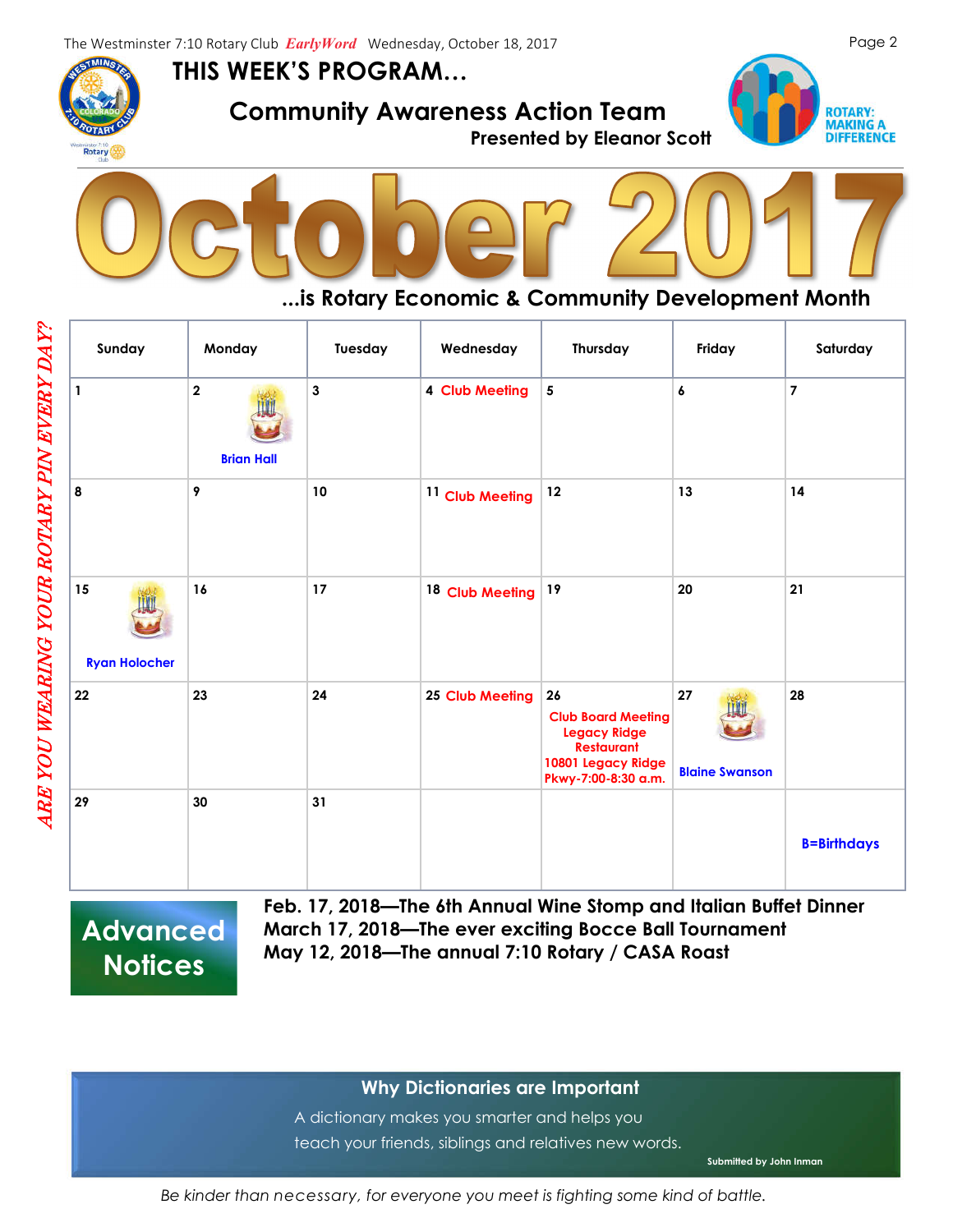# THIS WEEK'S PROGRAM…

## Community Awareness Action Team

**Presented by Eleanor Scott**

ROTARY: MAKING A DIFFERENCE

# October 2017

### …is Rotary Economic & Community Development Month

*ARE YOU WEARING YOUR ROTARY PIN EVERY DAY?*

| Sunday | Monday | Tuesday | Wednesday | Thursday | Friday | Saturday |
|---|---|---|---|---|---|---|
| 1 | 2 Brian Hall | 3 | 4 Club Meeting | 5 | 6 | 7 |
| 8 | 9 | 10 | 11 Club Meeting | 12 | 13 | 14 |
| 15 Ryan Holocher | 16 | 17 | 18 Club Meeting | 19 | 20 | 21 |
| 22 | 23 | 24 | 25 Club Meeting | 26 Club Board Meeting Legacy Ridge Restaurant 10801 Legacy Ridge Pkwy-7:00-8:30 a.m. | 27 Blaine Swanson | 28 |
| 29 | 30 | 31 | | | | B=Birthdays |

## Advanced Notices

**Feb. 17, 2018—The 6th Annual Wine Stomp and Italian Buffet Dinner**
**March 17, 2018—The ever exciting Bocce Ball Tournament**
**May 12, 2018—The annual 7:10 Rotary / CASA Roast**

### Why Dictionaries are Important

A dictionary makes you smarter and helps you teach your friends, siblings and relatives new words.

Submitted by John Inman

*Be kinder than necessary, for everyone you meet is fighting some kind of battle.*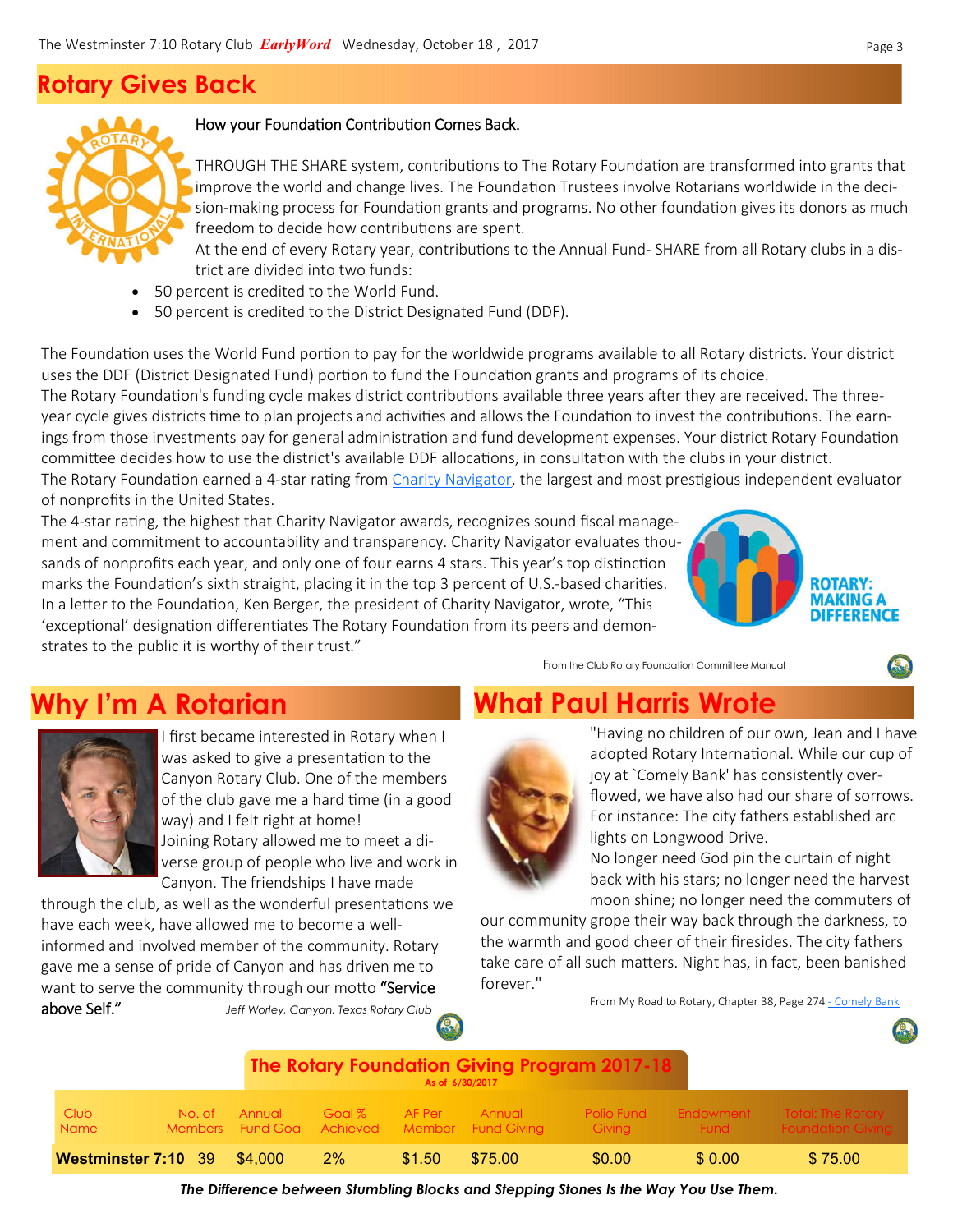## Rotary Gives Back

How your Foundation Contribution Comes Back.

THROUGH THE SHARE system, contributions to The Rotary Foundation are transformed into grants that improve the world and change lives. The Foundation Trustees involve Rotarians worldwide in the decision-making process for Foundation grants and programs. No other foundation gives its donors as much freedom to decide how contributions are spent.

At the end of every Rotary year, contributions to the Annual Fund- SHARE from all Rotary clubs in a district are divided into two funds:

- 50 percent is credited to the World Fund.
- 50 percent is credited to the District Designated Fund (DDF).

The Foundation uses the World Fund portion to pay for the worldwide programs available to all Rotary districts. Your district uses the DDF (District Designated Fund) portion to fund the Foundation grants and programs of its choice.

The Rotary Foundation's funding cycle makes district contributions available three years after they are received. The three-year cycle gives districts time to plan projects and activities and allows the Foundation to invest the contributions. The earnings from those investments pay for general administration and fund development expenses. Your district Rotary Foundation committee decides how to use the district's available DDF allocations, in consultation with the clubs in your district.

The Rotary Foundation earned a 4-star rating from Charity Navigator, the largest and most prestigious independent evaluator of nonprofits in the United States.

The 4-star rating, the highest that Charity Navigator awards, recognizes sound fiscal management and commitment to accountability and transparency. Charity Navigator evaluates thousands of nonprofits each year, and only one of four earns 4 stars. This year's top distinction marks the Foundation's sixth straight, placing it in the top 3 percent of U.S.-based charities. In a letter to the Foundation, Ken Berger, the president of Charity Navigator, wrote, "This 'exceptional' designation differentiates The Rotary Foundation from its peers and demonstrates to the public it is worthy of their trust."

ROTARY: MAKING A DIFFERENCE

From the Club Rotary Foundation Committee Manual

## Why I'm A Rotarian

I first became interested in Rotary when I was asked to give a presentation to the Canyon Rotary Club. One of the members of the club gave me a hard time (in a good way) and I felt right at home!

Joining Rotary allowed me to meet a diverse group of people who live and work in Canyon. The friendships I have made through the club, as well as the wonderful presentations we have each week, have allowed me to become a well-informed and involved member of the community. Rotary gave me a sense of pride of Canyon and has driven me to want to serve the community through our motto **"Service above Self."**

*Jeff Worley, Canyon, Texas Rotary Club*

## What Paul Harris Wrote

"Having no children of our own, Jean and I have adopted Rotary International. While our cup of joy at `Comely Bank' has consistently overflowed, we have also had our share of sorrows. For instance: The city fathers established arc lights on Longwood Drive.

No longer need God pin the curtain of night back with his stars; no longer need the harvest moon shine; no longer need the commuters of our community grope their way back through the darkness, to the warmth and good cheer of their firesides. The city fathers take care of all such matters. Night has, in fact, been banished forever."

From My Road to Rotary, Chapter 38, Page 274 - Comely Bank

### The Rotary Foundation Giving Program 2017-18

As of 6/30/2017

| Club Name | No. of Members | Annual Fund Goal | Goal % Achieved | AF Per Member | Annual Fund Giving | Polio Fund Giving | Endowment Fund | Total: The Rotary Foundation Giving |
|---|---|---|---|---|---|---|---|---|
| **Westminster 7:10** | 39 | $4,000 | 2% | $1.50 | $75.00 | $0.00 | $ 0.00 | $ 75.00 |

***The Difference between Stumbling Blocks and Stepping Stones Is the Way You Use Them.***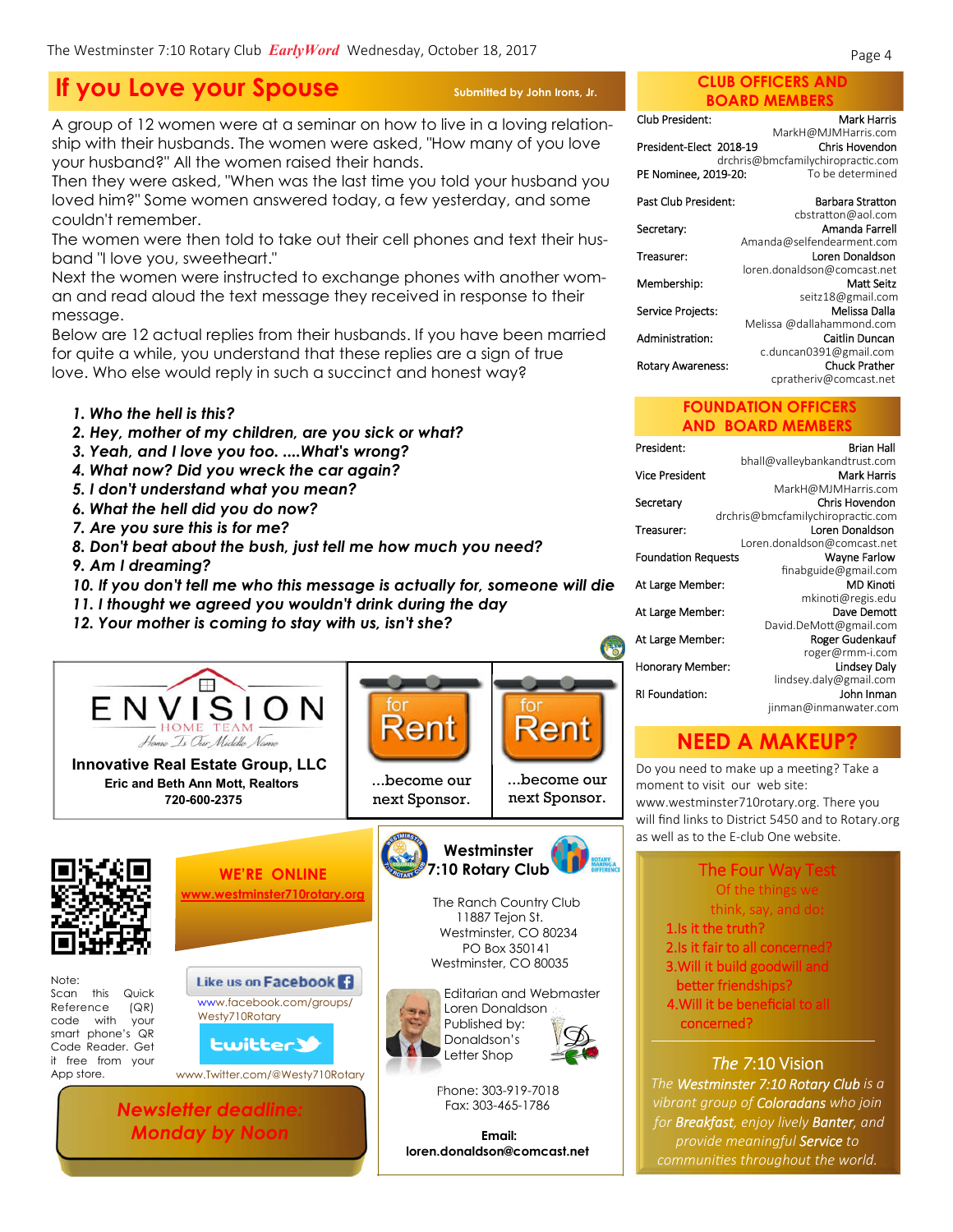## If you Love your Spouse

Submitted by John Irons, Jr.

A group of 12 women were at a seminar on how to live in a loving relationship with their husbands. The women were asked, "How many of you love your husband?" All the women raised their hands.
Then they were asked, "When was the last time you told your husband you loved him?" Some women answered today, a few yesterday, and some couldn't remember.
The women were then told to take out their cell phones and text their husband "I love you, sweetheart."
Next the women were instructed to exchange phones with another woman and read aloud the text message they received in response to their message.
Below are 12 actual replies from their husbands. If you have been married for quite a while, you understand that these replies are a sign of true love. Who else would reply in such a succinct and honest way?

1. ***Who the hell is this?***
2. ***Hey, mother of my children, are you sick or what?***
3. ***Yeah, and I love you too. ....What's wrong?***
4. ***What now? Did you wreck the car again?***
5. ***I don't understand what you mean?***
6. ***What the hell did you do now?***
7. ***Are you sure this is for me?***
8. ***Don't beat about the bush, just tell me how much you need?***
9. ***Am I dreaming?***
10. ***If you don't tell me who this message is actually for, someone will die***
11. ***I thought we agreed you wouldn't drink during the day***
12. ***Your mother is coming to stay with us, isn't she?***

ENVISION HOME TEAM
Home Is Our Middle Name
**Innovative Real Estate Group, LLC**
**Eric and Beth Ann Mott, Realtors**
**720-600-2375**

for Rent ...become our next Sponsor.

for Rent ...become our next Sponsor.

Note: Scan this Quick Reference (QR) code with your smart phone's QR Code Reader. Get it free from your App store.

**WE'RE ONLINE**
www.westminster710rotary.org

Like us on Facebook
www.facebook.com/groups/Westy710Rotary

twitter
www.Twitter.com/@Westy710Rotary

***Newsletter deadline: Monday by Noon***

**Westminster 7:10 Rotary Club**

The Ranch Country Club
11887 Tejon St.
Westminster, CO 80234
PO Box 350141
Westminster, CO 80035

Editarian and Webmaster
Loren Donaldson
Published by:
Donaldson's
Letter Shop

Phone: 303-919-7018
Fax: 303-465-1786

**Email:**
**loren.donaldson@comcast.net**

## CLUB OFFICERS AND BOARD MEMBERS

| | |
|---|---|
| Club President: | Mark Harris<br>MarkH@MJMHarris.com |
| President-Elect 2018-19 | Chris Hovendon<br>drchris@bmcfamilychiropractic.com |
| PE Nominee, 2019-20: | To be determined |
| Past Club President: | Barbara Stratton<br>cbstratton@aol.com |
| Secretary: | Amanda Farrell<br>Amanda@selfendearment.com |
| Treasurer: | Loren Donaldson<br>loren.donaldson@comcast.net |
| Membership: | Matt Seitz<br>seitz18@gmail.com |
| Service Projects: | Melissa Dalla<br>Melissa @dallahammond.com |
| Administration: | Caitlin Duncan<br>c.duncan0391@gmail.com |
| Rotary Awareness: | Chuck Prather<br>cpratheriv@comcast.net |

## FOUNDATION OFFICERS AND BOARD MEMBERS

| | |
|---|---|
| President: | Brian Hall<br>bhall@valleybankandtrust.com |
| Vice President | Mark Harris<br>MarkH@MJMHarris.com |
| Secretary | Chris Hovendon<br>drchris@bmcfamilychiropractic.com |
| Treasurer: | Loren Donaldson<br>Loren.donaldson@comcast.net |
| Foundation Requests | Wayne Farlow<br>finabguide@gmail.com |
| At Large Member: | MD Kinoti<br>mkinoti@regis.edu |
| At Large Member: | Dave Demott<br>David.DeMott@gmail.com |
| At Large Member: | Roger Gudenkauf<br>roger@rmm-i.com |
| Honorary Member: | Lindsey Daly<br>lindsey.daly@gmail.com |
| RI Foundation: | John Inman<br>jinman@inmanwater.com |

## NEED A MAKEUP?

Do you need to make up a meeting? Take a moment to visit our web site: www.westminster710rotary.org. There you will find links to District 5450 and to Rotary.org as well as to the E-club One website.

### The Four Way Test

Of the things we think, say, and do:

1. Is it the truth?
2. Is it fair to all concerned?
3. Will it build goodwill and better friendships?
4. Will it be beneficial to all concerned?

### The 7:10 Vision

*The **Westminster 7:10 Rotary Club** is a vibrant group of **Coloradans** who join for **Breakfast**, enjoy lively **Banter**, and provide meaningful **Service** to communities throughout the world.*